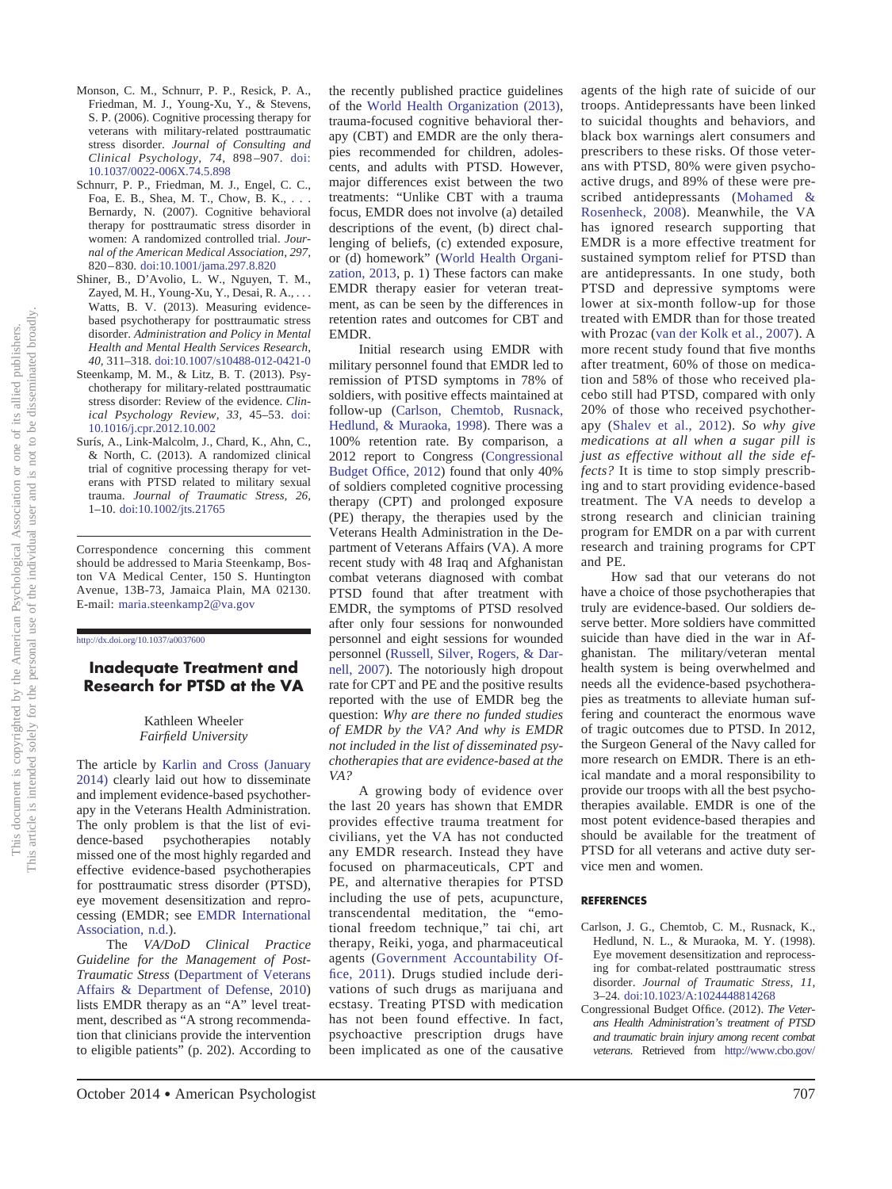Monson, C. M., Schnurr, P. P., Resick, P. A., Friedman, M. J., Young-Xu, Y., & Stevens, S. P. (2006). Cognitive processing therapy for veterans with military-related posttraumatic stress disorder. *Journal of Consulting and Clinical Psychology, 74,* 898–907. doi:10.1037/0022-006X.74.5.898

Schnurr, P. P., Friedman, M. J., Engel, C. C., Foa, E. B., Shea, M. T., Chow, B. K., . . . Bernardy, N. (2007). Cognitive behavioral therapy for posttraumatic stress disorder in women: A randomized controlled trial. *Journal of the American Medical Association, 297,* 820–830. doi:10.1001/jama.297.8.820

Shiner, B., D'Avolio, L. W., Nguyen, T. M., Zayed, M. H., Young-Xu, Y., Desai, R. A., . . . Watts, B. V. (2013). Measuring evidence-based psychotherapy for posttraumatic stress disorder. *Administration and Policy in Mental Health and Mental Health Services Research, 40,* 311–318. doi:10.1007/s10488-012-0421-0

Steenkamp, M. M., & Litz, B. T. (2013). Psychotherapy for military-related posttraumatic stress disorder: Review of the evidence. *Clinical Psychology Review, 33,* 45–53. doi:10.1016/j.cpr.2012.10.002

Surís, A., Link-Malcolm, J., Chard, K., Ahn, C., & North, C. (2013). A randomized clinical trial of cognitive processing therapy for veterans with PTSD related to military sexual trauma. *Journal of Traumatic Stress, 26,* 1–10. doi:10.1002/jts.21765

Correspondence concerning this comment should be addressed to Maria Steenkamp, Boston VA Medical Center, 150 S. Huntington Avenue, 13B-73, Jamaica Plain, MA 02130. E-mail: maria.steenkamp2@va.gov

http://dx.doi.org/10.1037/a0037600

## Inadequate Treatment and Research for PTSD at the VA

Kathleen Wheeler
*Fairfield University*

The article by Karlin and Cross (January 2014) clearly laid out how to disseminate and implement evidence-based psychotherapy in the Veterans Health Administration. The only problem is that the list of evidence-based psychotherapies notably missed one of the most highly regarded and effective evidence-based psychotherapies for posttraumatic stress disorder (PTSD), eye movement desensitization and reprocessing (EMDR; see EMDR International Association, n.d.).

The *VA/DoD Clinical Practice Guideline for the Management of Post-Traumatic Stress* (Department of Veterans Affairs & Department of Defense, 2010) lists EMDR therapy as an "A" level treatment, described as "A strong recommendation that clinicians provide the intervention to eligible patients" (p. 202). According to the recently published practice guidelines of the World Health Organization (2013), trauma-focused cognitive behavioral therapy (CBT) and EMDR are the only therapies recommended for children, adolescents, and adults with PTSD. However, major differences exist between the two treatments: "Unlike CBT with a trauma focus, EMDR does not involve (a) detailed descriptions of the event, (b) direct challenging of beliefs, (c) extended exposure, or (d) homework" (World Health Organization, 2013, p. 1) These factors can make EMDR therapy easier for veteran treatment, as can be seen by the differences in retention rates and outcomes for CBT and EMDR.

Initial research using EMDR with military personnel found that EMDR led to remission of PTSD symptoms in 78% of soldiers, with positive effects maintained at follow-up (Carlson, Chemtob, Rusnack, Hedlund, & Muraoka, 1998). There was a 100% retention rate. By comparison, a 2012 report to Congress (Congressional Budget Office, 2012) found that only 40% of soldiers completed cognitive processing therapy (CPT) and prolonged exposure (PE) therapy, the therapies used by the Veterans Health Administration in the Department of Veterans Affairs (VA). A more recent study with 48 Iraq and Afghanistan combat veterans diagnosed with combat PTSD found that after treatment with EMDR, the symptoms of PTSD resolved after only four sessions for nonwounded personnel and eight sessions for wounded personnel (Russell, Silver, Rogers, & Darnell, 2007). The notoriously high dropout rate for CPT and PE and the positive results reported with the use of EMDR beg the question: *Why are there no funded studies of EMDR by the VA? And why is EMDR not included in the list of disseminated psychotherapies that are evidence-based at the VA?*

A growing body of evidence over the last 20 years has shown that EMDR provides effective trauma treatment for civilians, yet the VA has not conducted any EMDR research. Instead they have focused on pharmaceuticals, CPT and PE, and alternative therapies for PTSD including the use of pets, acupuncture, transcendental meditation, the "emotional freedom technique," tai chi, art therapy, Reiki, yoga, and pharmaceutical agents (Government Accountability Office, 2011). Drugs studied include derivations of such drugs as marijuana and ecstasy. Treating PTSD with medication has not been found effective. In fact, psychoactive prescription drugs have been implicated as one of the causative agents of the high rate of suicide of our troops. Antidepressants have been linked to suicidal thoughts and behaviors, and black box warnings alert consumers and prescribers to these risks. Of those veterans with PTSD, 80% were given psychoactive drugs, and 89% of these were prescribed antidepressants (Mohamed & Rosenheck, 2008). Meanwhile, the VA has ignored research supporting that EMDR is a more effective treatment for sustained symptom relief for PTSD than are antidepressants. In one study, both PTSD and depressive symptoms were lower at six-month follow-up for those treated with EMDR than for those treated with Prozac (van der Kolk et al., 2007). A more recent study found that five months after treatment, 60% of those on medication and 58% of those who received placebo still had PTSD, compared with only 20% of those who received psychotherapy (Shalev et al., 2012). *So why give medications at all when a sugar pill is just as effective without all the side effects?* It is time to stop simply prescribing and to start providing evidence-based treatment. The VA needs to develop a strong research and clinician training program for EMDR on a par with current research and training programs for CPT and PE.

How sad that our veterans do not have a choice of those psychotherapies that truly are evidence-based. Our soldiers deserve better. More soldiers have committed suicide than have died in the war in Afghanistan. The military/veteran mental health system is being overwhelmed and needs all the evidence-based psychotherapies as treatments to alleviate human suffering and counteract the enormous wave of tragic outcomes due to PTSD. In 2012, the Surgeon General of the Navy called for more research on EMDR. There is an ethical mandate and a moral responsibility to provide our troops with all the best psychotherapies available. EMDR is one of the most potent evidence-based therapies and should be available for the treatment of PTSD for all veterans and active duty service men and women.

### REFERENCES

Carlson, J. G., Chemtob, C. M., Rusnack, K., Hedlund, N. L., & Muraoka, M. Y. (1998). Eye movement desensitization and reprocessing for combat-related posttraumatic stress disorder. *Journal of Traumatic Stress, 11,* 3–24. doi:10.1023/A:1024448814268

Congressional Budget Office. (2012). *The Veterans Health Administration's treatment of PTSD and traumatic brain injury among recent combat veterans.* Retrieved from http://www.cbo.gov/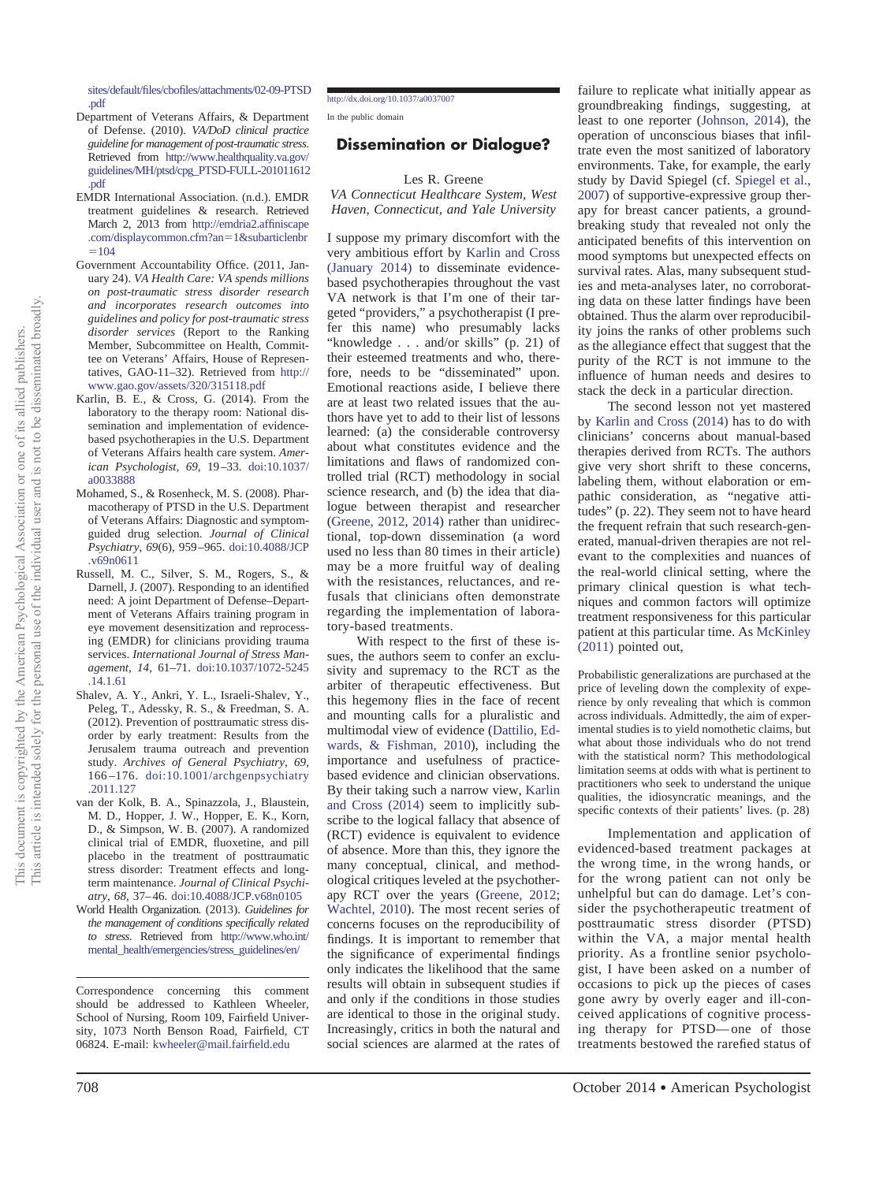sites/default/files/cbofiles/attachments/02-09-PTSD.pdf

Department of Veterans Affairs, & Department of Defense. (2010). *VA/DoD clinical practice guideline for management of post-traumatic stress.* Retrieved from http://www.healthquality.va.gov/guidelines/MH/ptsd/cpg_PTSD-FULL-201011612.pdf

EMDR International Association. (n.d.). EMDR treatment guidelines & research. Retrieved March 2, 2013 from http://emdria2.affiniscape.com/displaycommon.cfm?an=1&subarticlenbr=104

Government Accountability Office. (2011, January 24). *VA Health Care: VA spends millions on post-traumatic stress disorder research and incorporates research outcomes into guidelines and policy for post-traumatic stress disorder services* (Report to the Ranking Member, Subcommittee on Health, Committee on Veterans' Affairs, House of Representatives, GAO-11–32). Retrieved from http://www.gao.gov/assets/320/315118.pdf

Karlin, B. E., & Cross, G. (2014). From the laboratory to the therapy room: National dissemination and implementation of evidence-based psychotherapies in the U.S. Department of Veterans Affairs health care system. *American Psychologist, 69,* 19–33. doi:10.1037/a0033888

Mohamed, S., & Rosenheck, R. M. S. (2008). Pharmacotherapy of PTSD in the U.S. Department of Veterans Affairs: Diagnostic and symptom-guided drug selection. *Journal of Clinical Psychiatry, 69*(6), 959–965. doi:10.4088/JCP.v69n0611

Russell, M. C., Silver, S. M., Rogers, S., & Darnell, J. (2007). Responding to an identified need: A joint Department of Defense–Department of Veterans Affairs training program in eye movement desensitization and reprocessing (EMDR) for clinicians providing trauma services. *International Journal of Stress Management, 14,* 61–71. doi:10.1037/1072-5245.14.1.61

Shalev, A. Y., Ankri, Y. L., Israeli-Shalev, Y., Peleg, T., Adessky, R. S., & Freedman, S. A. (2012). Prevention of posttraumatic stress disorder by early treatment: Results from the Jerusalem trauma outreach and prevention study. *Archives of General Psychiatry, 69,* 166–176. doi:10.1001/archgenpsychiatry.2011.127

van der Kolk, B. A., Spinazzola, J., Blaustein, M. D., Hopper, J. W., Hopper, E. K., Korn, D., & Simpson, W. B. (2007). A randomized clinical trial of EMDR, fluoxetine, and pill placebo in the treatment of posttraumatic stress disorder: Treatment effects and long-term maintenance. *Journal of Clinical Psychiatry, 68,* 37–46. doi:10.4088/JCP.v68n0105

World Health Organization. (2013). *Guidelines for the management of conditions specifically related to stress.* Retrieved from http://www.who.int/mental_health/emergencies/stress_guidelines/en/

Correspondence concerning this comment should be addressed to Kathleen Wheeler, School of Nursing, Room 109, Fairfield University, 1073 North Benson Road, Fairfield, CT 06824. E-mail: kwheeler@mail.fairfield.edu

http://dx.doi.org/10.1037/a0037007

In the public domain

## Dissemination or Dialogue?

Les R. Greene
*VA Connecticut Healthcare System, West Haven, Connecticut, and Yale University*

I suppose my primary discomfort with the very ambitious effort by Karlin and Cross (January 2014) to disseminate evidence-based psychotherapies throughout the vast VA network is that I'm one of their targeted "providers," a psychotherapist (I prefer this name) who presumably lacks "knowledge . . . and/or skills" (p. 21) of their esteemed treatments and who, therefore, needs to be "disseminated" upon. Emotional reactions aside, I believe there are at least two related issues that the authors have yet to add to their list of lessons learned: (a) the considerable controversy about what constitutes evidence and the limitations and flaws of randomized controlled trial (RCT) methodology in social science research, and (b) the idea that dialogue between therapist and researcher (Greene, 2012, 2014) rather than unidirectional, top-down dissemination (a word used no less than 80 times in their article) may be a more fruitful way of dealing with the resistances, reluctances, and refusals that clinicians often demonstrate regarding the implementation of laboratory-based treatments.

With respect to the first of these issues, the authors seem to confer an exclusivity and supremacy to the RCT as the arbiter of therapeutic effectiveness. But this hegemony flies in the face of recent and mounting calls for a pluralistic and multimodal view of evidence (Dattilio, Edwards, & Fishman, 2010), including the importance and usefulness of practice-based evidence and clinician observations. By their taking such a narrow view, Karlin and Cross (2014) seem to implicitly subscribe to the logical fallacy that absence of (RCT) evidence is equivalent to evidence of absence. More than this, they ignore the many conceptual, clinical, and methodological critiques leveled at the psychotherapy RCT over the years (Greene, 2012; Wachtel, 2010). The most recent series of concerns focuses on the reproducibility of findings. It is important to remember that the significance of experimental findings only indicates the likelihood that the same results will obtain in subsequent studies if and only if the conditions in those studies are identical to those in the original study. Increasingly, critics in both the natural and social sciences are alarmed at the rates of failure to replicate what initially appear as groundbreaking findings, suggesting, at least to one reporter (Johnson, 2014), the operation of unconscious biases that infiltrate even the most sanitized of laboratory environments. Take, for example, the early study by David Spiegel (cf. Spiegel et al., 2007) of supportive-expressive group therapy for breast cancer patients, a groundbreaking study that revealed not only the anticipated benefits of this intervention on mood symptoms but unexpected effects on survival rates. Alas, many subsequent studies and meta-analyses later, no corroborating data on these latter findings have been obtained. Thus the alarm over reproducibility joins the ranks of other problems such as the allegiance effect that suggest that the purity of the RCT is not immune to the influence of human needs and desires to stack the deck in a particular direction.

The second lesson not yet mastered by Karlin and Cross (2014) has to do with clinicians' concerns about manual-based therapies derived from RCTs. The authors give very short shrift to these concerns, labeling them, without elaboration or empathic consideration, as "negative attitudes" (p. 22). They seem not to have heard the frequent refrain that such research-generated, manual-driven therapies are not relevant to the complexities and nuances of the real-world clinical setting, where the primary clinical question is what techniques and common factors will optimize treatment responsiveness for this particular patient at this particular time. As McKinley (2011) pointed out,

> Probabilistic generalizations are purchased at the price of leveling down the complexity of experience by only revealing that which is common across individuals. Admittedly, the aim of experimental studies is to yield nomothetic claims, but what about those individuals who do not trend with the statistical norm? This methodological limitation seems at odds with what is pertinent to practitioners who seek to understand the unique qualities, the idiosyncratic meanings, and the specific contexts of their patients' lives. (p. 28)

Implementation and application of evidenced-based treatment packages at the wrong time, in the wrong hands, or for the wrong patient can not only be unhelpful but can do damage. Let's consider the psychotherapeutic treatment of posttraumatic stress disorder (PTSD) within the VA, a major mental health priority. As a frontline senior psychologist, I have been asked on a number of occasions to pick up the pieces of cases gone awry by overly eager and ill-conceived applications of cognitive processing therapy for PTSD—one of those treatments bestowed the rarefied status of